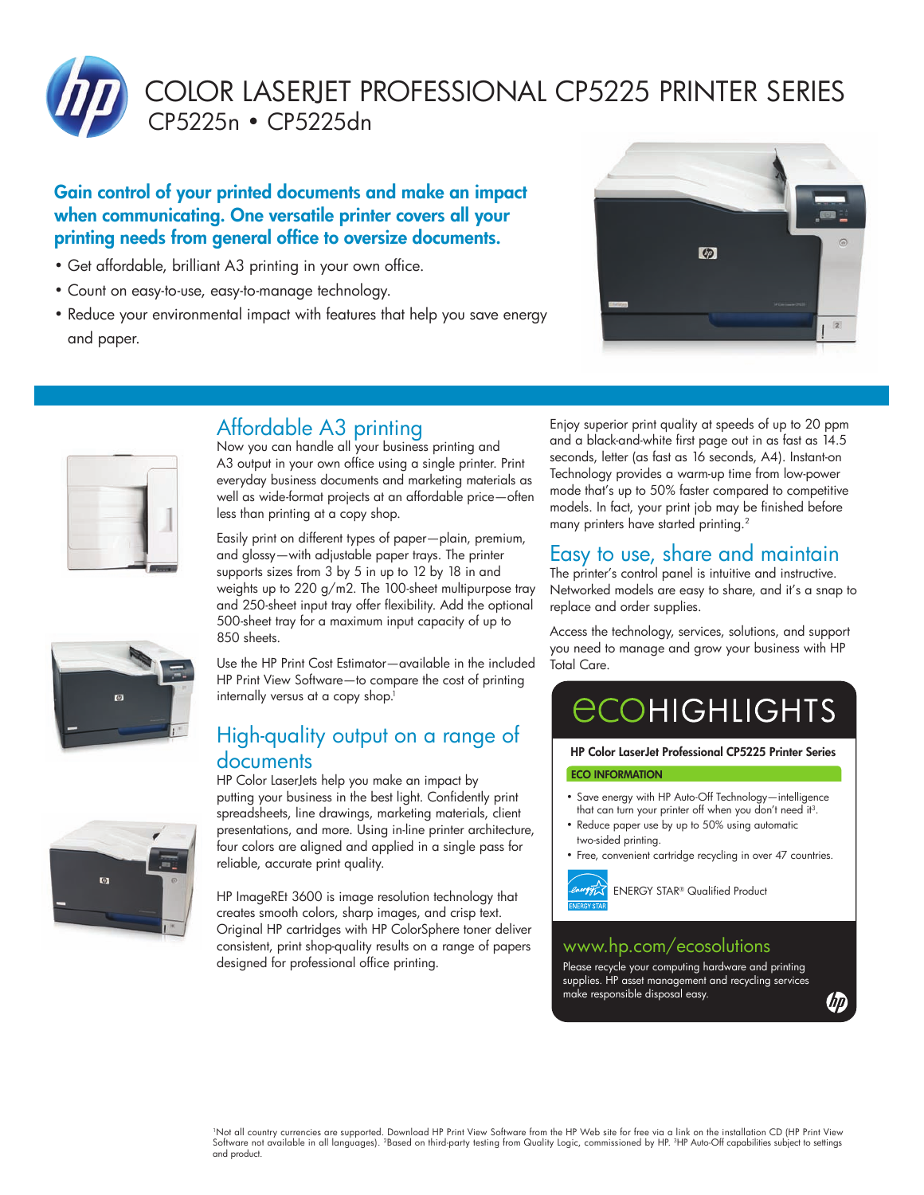# COLOR LASERJET PROFESSIONAL CP5225 PRINTER SERIES

## CP5225n • CP5225dn

**Gain control of your printed documents and make an impact when communicating. One versatile printer covers all your printing needs from general office to oversize documents.**

- Get affordable, brilliant A3 printing in your own office.
- Count on easy-to-use, easy-to-manage technology.
- Reduce your environmental impact with features that help you save energy and paper.

## Affordable A3 printing

Now you can handle all your business printing and A3 output in your own office using a single printer. Print everyday business documents and marketing materials as well as wide-format projects at an affordable price—often less than printing at a copy shop.

Easily print on different types of paper—plain, premium, and glossy—with adjustable paper trays. The printer supports sizes from 3 by 5 in up to 12 by 18 in and weights up to 220 g/m2. The 100-sheet multipurpose tray and 250-sheet input tray offer flexibility. Add the optional 500-sheet tray for a maximum input capacity of up to 850 sheets.

Use the HP Print Cost Estimator—available in the included HP Print View Software—to compare the cost of printing internally versus at a copy shop.[1]

## High-quality output on a range of documents

HP Color LaserJets help you make an impact by putting your business in the best light. Confidently print spreadsheets, line drawings, marketing materials, client presentations, and more. Using in-line printer architecture, four colors are aligned and applied in a single pass for reliable, accurate print quality.

HP ImageREt 3600 is image resolution technology that creates smooth colors, sharp images, and crisp text. Original HP cartridges with HP ColorSphere toner deliver consistent, print shop-quality results on a range of papers designed for professional office printing.

Enjoy superior print quality at speeds of up to 20 ppm and a black-and-white first page out in as fast as 14.5 seconds, letter (as fast as 16 seconds, A4). Instant-on Technology provides a warm-up time from low-power mode that's up to 50% faster compared to competitive models. In fact, your print job may be finished before many printers have started printing.[2]

## Easy to use, share and maintain

The printer's control panel is intuitive and instructive. Networked models are easy to share, and it's a snap to replace and order supplies.

Access the technology, services, solutions, and support you need to manage and grow your business with HP Total Care.

## ecoHIGHLIGHTS

**HP Color LaserJet Professional CP5225 Printer Series**

**ECO INFORMATION**

- Save energy with HP Auto-Off Technology—intelligence that can turn your printer off when you don't need it[3].
- Reduce paper use by up to 50% using automatic two-sided printing.
- Free, convenient cartridge recycling in over 47 countries.

ENERGY STAR® Qualified Product

www.hp.com/ecosolutions

Please recycle your computing hardware and printing supplies. HP asset management and recycling services make responsible disposal easy.

[1]Not all country currencies are supported. Download HP Print View Software from the HP Web site for free via a link on the installation CD (HP Print View Software not available in all languages). [2]Based on third-party testing from Quality Logic, commissioned by HP. [3]HP Auto-Off capabilities subject to settings and product.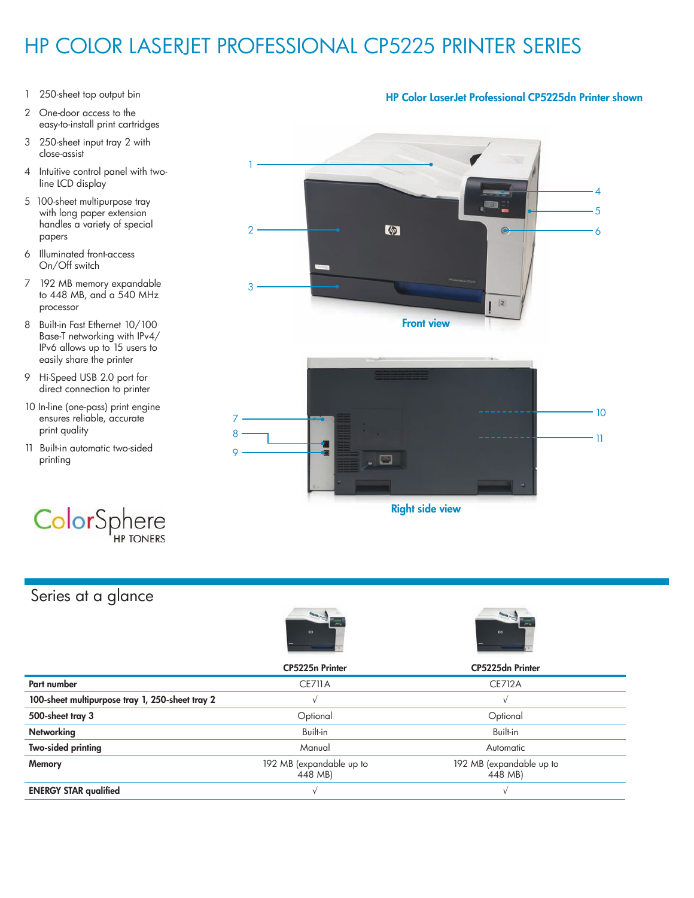# HP COLOR LASERJET PROFESSIONAL CP5225 PRINTER SERIES

1. 250-sheet top output bin
2. One-door access to the easy-to-install print cartridges
3. 250-sheet input tray 2 with close-assist
4. Intuitive control panel with two-line LCD display
5. 100-sheet multipurpose tray with long paper extension handles a variety of special papers
6. Illuminated front-access On/Off switch
7. 192 MB memory expandable to 448 MB, and a 540 MHz processor
8. Built-in Fast Ethernet 10/100 Base-T networking with IPv4/IPv6 allows up to 15 users to easily share the printer
9. Hi-Speed USB 2.0 port for direct connection to printer
10. In-line (one-pass) print engine ensures reliable, accurate print quality
11. Built-in automatic two-sided printing

**HP Color LaserJet Professional CP5225dn Printer shown**

Front view

Right side view

ColorSphere HP TONERS

## Series at a glance

| | CP5225n Printer | CP5225dn Printer |
|---|---|---|
| **Part number** | CE711A | CE712A |
| **100-sheet multipurpose tray 1, 250-sheet tray 2** | √ | √ |
| **500-sheet tray 3** | Optional | Optional |
| **Networking** | Built-in | Built-in |
| **Two-sided printing** | Manual | Automatic |
| **Memory** | 192 MB (expandable up to 448 MB) | 192 MB (expandable up to 448 MB) |
| **ENERGY STAR qualified** | √ | √ |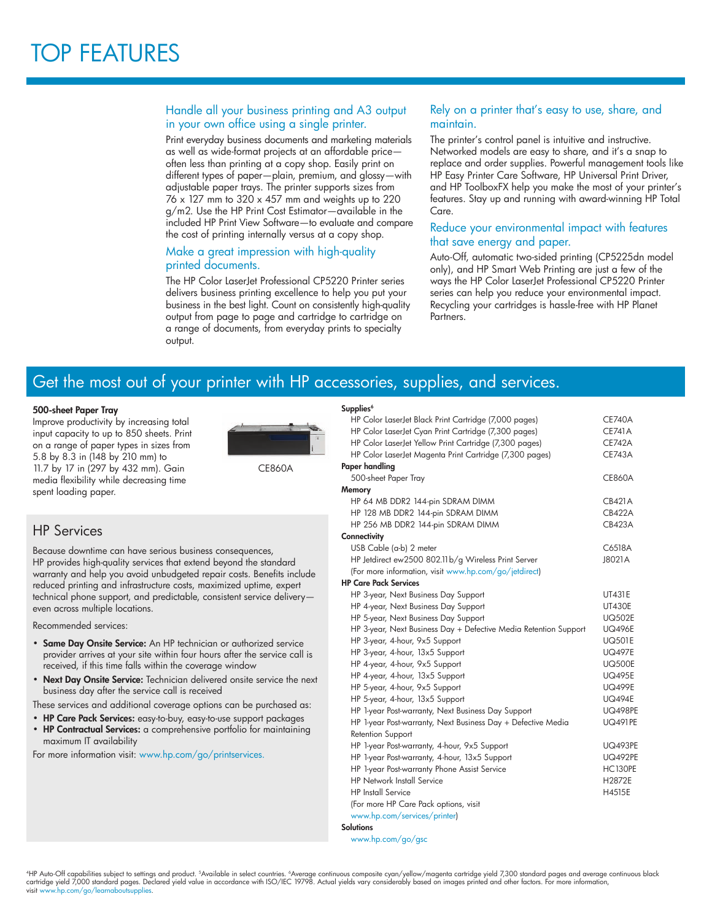# TOP FEATURES

### Handle all your business printing and A3 output in your own office using a single printer.

Print everyday business documents and marketing materials as well as wide-format projects at an affordable price—often less than printing at a copy shop. Easily print on different types of paper—plain, premium, and glossy—with adjustable paper trays. The printer supports sizes from 76 x 127 mm to 320 x 457 mm and weights up to 220 g/m2. Use the HP Print Cost Estimator—available in the included HP Print View Software—to evaluate and compare the cost of printing internally versus at a copy shop.

### Make a great impression with high-quality printed documents.

The HP Color LaserJet Professional CP5220 Printer series delivers business printing excellence to help you put your business in the best light. Count on consistently high-quality output from page to page and cartridge to cartridge on a range of documents, from everyday prints to specialty output.

### Rely on a printer that's easy to use, share, and maintain.

The printer's control panel is intuitive and instructive. Networked models are easy to share, and it's a snap to replace and order supplies. Powerful management tools like HP Easy Printer Care Software, HP Universal Print Driver, and HP ToolboxFX help you make the most of your printer's features. Stay up and running with award-winning HP Total Care.

### Reduce your environmental impact with features that save energy and paper.

Auto-Off, automatic two-sided printing (CP5225dn model only), and HP Smart Web Printing are just a few of the ways the HP Color LaserJet Professional CP5220 Printer series can help you reduce your environmental impact. Recycling your cartridges is hassle-free with HP Planet Partners.

## Get the most out of your printer with HP accessories, supplies, and services.

**500-sheet Paper Tray**

Improve productivity by increasing total input capacity to up to 850 sheets. Print on a range of paper types in sizes from 5.8 by 8.3 in (148 by 210 mm) to 11.7 by 17 in (297 by 432 mm). Gain media flexibility while decreasing time spent loading paper.

CE860A

## HP Services

Because downtime can have serious business consequences, HP provides high-quality services that extend beyond the standard warranty and help you avoid unbudgeted repair costs. Benefits include reduced printing and infrastructure costs, maximized uptime, expert technical phone support, and predictable, consistent service delivery—even across multiple locations.

Recommended services:

- **Same Day Onsite Service:** An HP technician or authorized service provider arrives at your site within four hours after the service call is received, if this time falls within the coverage window
- **Next Day Onsite Service:** Technician delivered onsite service the next business day after the service call is received

These services and additional coverage options can be purchased as:

- **HP Care Pack Services:** easy-to-buy, easy-to-use support packages
- **HP Contractual Services:** a comprehensive portfolio for maintaining maximum IT availability

For more information visit: www.hp.com/go/printservices.

| | |
|---|---|
| **Supplies**[6] | |
| HP Color LaserJet Black Print Cartridge (7,000 pages) | CE740A |
| HP Color LaserJet Cyan Print Cartridge (7,300 pages) | CE741A |
| HP Color LaserJet Yellow Print Cartridge (7,300 pages) | CE742A |
| HP Color LaserJet Magenta Print Cartridge (7,300 pages) | CE743A |
| **Paper handling** | |
| 500-sheet Paper Tray | CE860A |
| **Memory** | |
| HP 64 MB DDR2 144-pin SDRAM DIMM | CB421A |
| HP 128 MB DDR2 144-pin SDRAM DIMM | CB422A |
| HP 256 MB DDR2 144-pin SDRAM DIMM | CB423A |
| **Connectivity** | |
| USB Cable (a-b) 2 meter | C6518A |
| HP Jetdirect ew2500 802.11b/g Wireless Print Server | J8021A |
| (For more information, visit www.hp.com/go/jetdirect) | |
| **HP Care Pack Services** | |
| HP 3-year, Next Business Day Support | UT431E |
| HP 4-year, Next Business Day Support | UT430E |
| HP 5-year, Next Business Day Support | UQ502E |
| HP 3-year, Next Business Day + Defective Media Retention Support | UQ496E |
| HP 3-year, 4-hour, 9x5 Support | UQ501E |
| HP 3-year, 4-hour, 13x5 Support | UQ497E |
| HP 4-year, 4-hour, 9x5 Support | UQ500E |
| HP 4-year, 4-hour, 13x5 Support | UQ495E |
| HP 5-year, 4-hour, 9x5 Support | UQ499E |
| HP 5-year, 4-hour, 13x5 Support | UQ494E |
| HP 1-year Post-warranty, Next Business Day Support | UQ498PE |
| HP 1-year Post-warranty, Next Business Day + Defective Media Retention Support | UQ491PE |
| HP 1-year Post-warranty, 4-hour, 9x5 Support | UQ493PE |
| HP 1-year Post-warranty, 4-hour, 13x5 Support | UQ492PE |
| HP 1-year Post-warranty Phone Assist Service | HC130PE |
| HP Network Install Service | H2872E |
| HP Install Service | H4515E |
| (For more HP Care Pack options, visit www.hp.com/services/printer) | |
| **Solutions** | |
| www.hp.com/go/gsc | |

[4]HP Auto-Off capabilities subject to settings and product. [5]Available in select countries. [6]Average continuous composite cyan/yellow/magenta cartridge yield 7,300 standard pages and average continuous black cartridge yield 7,000 standard pages. Declared yield value in accordance with ISO/IEC 19798. Actual yields vary considerably based on images printed and other factors. For more information, visit www.hp.com/go/learnaboutsupplies.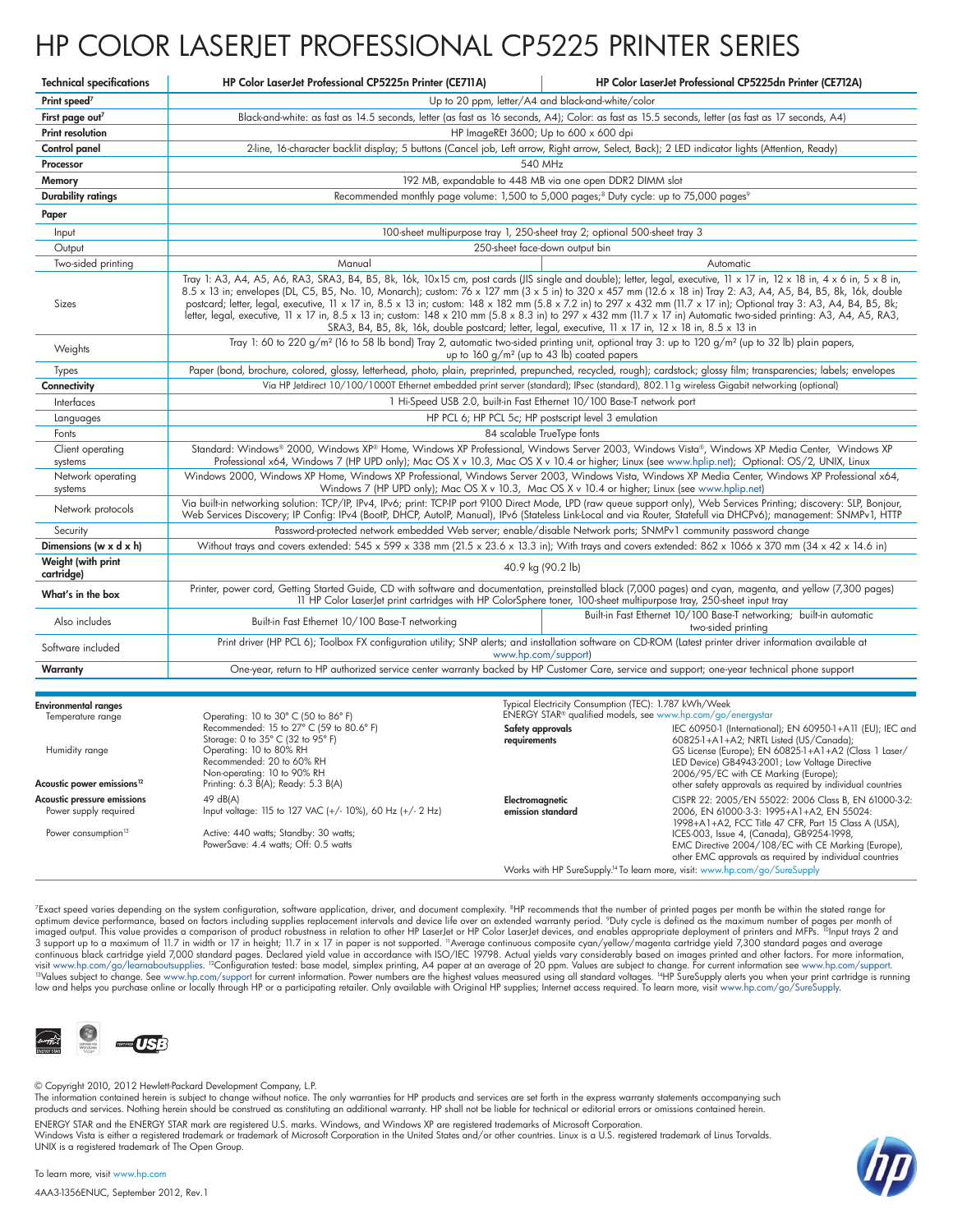# HP COLOR LASERJET PROFESSIONAL CP5225 PRINTER SERIES

| Technical specifications | HP Color LaserJet Professional CP5225n Printer (CE711A) | HP Color LaserJet Professional CP5225dn Printer (CE712A) |
|---|---|---|
| **Print speed**[7] | Up to 20 ppm, letter/A4 and black-and-white/color | |
| **First page out**[7] | Black-and-white: as fast as 14.5 seconds, letter (as fast as 16 seconds, A4); Color: as fast as 15.5 seconds, letter (as fast as 17 seconds, A4) | |
| **Print resolution** | HP ImageREt 3600; Up to 600 x 600 dpi | |
| **Control panel** | 2-line, 16-character backlit display; 5 buttons (Cancel job, Left arrow, Right arrow, Select, Back); 2 LED indicator lights (Attention, Ready) | |
| **Processor** | 540 MHz | |
| **Memory** | 192 MB, expandable to 448 MB via one open DDR2 DIMM slot | |
| **Durability ratings** | Recommended monthly page volume: 1,500 to 5,000 pages;[8] Duty cycle: up to 75,000 pages[9] | |
| **Paper** | | |
| Input | 100-sheet multipurpose tray 1, 250-sheet tray 2; optional 500-sheet tray 3 | |
| Output | 250-sheet face-down output bin | |
| Two-sided printing | Manual | Automatic |
| Sizes | Tray 1: A3, A4, A5, A6, RA3, SRA3, B4, B5, 8k, 16k, 10x15 cm, post cards (JIS single and double); letter, legal, executive, 11 x 17 in, 12 x 18 in, 4 x 6 in, 5 x 8 in, 8.5 x 13 in; envelopes (DL, C5, B5, No. 10, Monarch); custom: 76 x 127 mm (3 x 5 in) to 320 x 457 mm (12.6 x 18 in) Tray 2: A3, A4, A5, B4, B5, 8k, 16k, double postcard; letter, legal, executive, 11 x 17 in, 8.5 x 13 in; custom: 148 x 182 mm (5.8 x 7.2 in) to 297 x 432 mm (11.7 x 17 in); Optional tray 3: A3, A4, B4, B5, 8k; letter, legal, executive, 11 x 17 in, 8.5 x 13 in; custom: 148 x 210 mm (5.8 x 8.3 in) to 297 x 432 mm (11.7 x 17 in) Automatic two-sided printing: A3, A4, A5, RA3, SRA3, B4, B5, 8k, 16k, double postcard; letter, legal, executive, 11 x 17 in, 12 x 18 in, 8.5 x 13 in | |
| Weights | Tray 1: 60 to 220 g/m² (16 to 58 lb bond) Tray 2, automatic two-sided printing unit, optional tray 3: up to 120 g/m² (up to 32 lb) plain papers, up to 160 g/m² (up to 43 lb) coated papers | |
| Types | Paper (bond, brochure, colored, glossy, letterhead, photo, plain, preprinted, prepunched, recycled, rough); cardstock; glossy film; transparencies; labels; envelopes | |
| **Connectivity** | Via HP Jetdirect 10/100/1000T Ethernet embedded print server (standard); IPsec (standard), 802.11g wireless Gigabit networking (optional) | |
| Interfaces | 1 Hi-Speed USB 2.0, built-in Fast Ethernet 10/100 Base-T network port | |
| Languages | HP PCL 6; HP PCL 5c; HP postscript level 3 emulation | |
| Fonts | 84 scalable TrueType fonts | |
| Client operating systems | Standard: Windows® 2000, Windows XP® Home, Windows XP Professional, Windows Server 2003, Windows Vista®, Windows XP Media Center, Windows XP Professional x64, Windows 7 (HP UPD only); Mac OS X v 10.3, Mac OS X v 10.4 or higher; Linux (see www.hplip.net); Optional: OS/2, UNIX, Linux | |
| Network operating systems | Windows 2000, Windows XP Home, Windows XP Professional, Windows Server 2003, Windows Vista, Windows XP Media Center, Windows XP Professional x64, Windows 7 (HP UPD only); Mac OS X v 10.3, Mac OS X v 10.4 or higher; Linux (see www.hplip.net) | |
| Network protocols | Via built-in networking solution: TCP/IP, IPv4, IPv6; print: TCP-IP port 9100 Direct Mode, LPD (raw queue support only), Web Services Printing; discovery: SLP, Bonjour, Web Services Discovery; IP Config: IPv4 (BootP, DHCP, AutoIP, Manual), IPv6 (Stateless Link-Local and via Router, Statefull via DHCPv6); management: SNMPv1, HTTP | |
| Security | Password-protected network embedded Web server; enable/disable Network ports; SNMPv1 community password change | |
| **Dimensions (w x d x h)** | Without trays and covers extended: 545 x 599 x 338 mm (21.5 x 23.6 x 13.3 in); With trays and covers extended: 862 x 1066 x 370 mm (34 x 42 x 14.6 in) | |
| **Weight (with print cartridge)** | 40.9 kg (90.2 lb) | |
| **What's in the box** | Printer, power cord, Getting Started Guide, CD with software and documentation, preinstalled black (7,000 pages) and cyan, magenta, and yellow (7,300 pages) 11 HP Color LaserJet print cartridges with HP ColorSphere toner, 100-sheet multipurpose tray, 250-sheet input tray | |
| Also includes | Built-in Fast Ethernet 10/100 Base-T networking | Built-in Fast Ethernet 10/100 Base-T networking; built-in automatic two-sided printing |
| Software included | Print driver (HP PCL 6); Toolbox FX configuration utility; SNP alerts; and installation software on CD-ROM (Latest printer driver information available at www.hp.com/support) | |
| **Warranty** | One-year, return to HP authorized service center warranty backed by HP Customer Care, service and support; one-year technical phone support | |

**Environmental ranges**

| | |
|---|---|
| Temperature range | Operating: 10 to 30° C (50 to 86° F)<br>Recommended: 15 to 27° C (59 to 80.6° F)<br>Storage: 0 to 35° C (32 to 95° F) |
| Humidity range | Operating: 10 to 80% RH<br>Recommended: 20 to 60% RH<br>Non-operating: 10 to 90% RH |
| **Acoustic power emissions**[12] | Printing: 6.3 B(A); Ready: 5.3 B(A) |
| **Acoustic pressure emissions** | 49 dB(A) |
| Power supply required | Input voltage: 115 to 127 VAC (+/- 10%), 60 Hz (+/- 2 Hz) |
| Power consumption[13] | Active: 440 watts; Standby: 30 watts; PowerSave: 4.4 watts; Off: 0.5 watts |

Typical Electricity Consumption (TEC): 1.787 kWh/Week
ENERGY STAR® qualified models, see www.hp.com/go/energystar

| | |
|---|---|
| **Safety approvals requirements** | IEC 60950-1 (International); EN 60950-1+A11 (EU); IEC and 60825-1+A1+A2; NRTL Listed (US/Canada); GS License (Europe); EN 60825-1+A1+A2 (Class 1 Laser/LED Device) GB4943-2001; Low Voltage Directive 2006/95/EC with CE Marking (Europe); other safety approvals as required by individual countries |
| **Electromagnetic emission standard** | CISPR 22: 2005/EN 55022: 2006 Class B, EN 61000-3-2: 2006, EN 61000-3-3: 1995+A1+A2, EN 55024: 1998+A1+A2, FCC Title 47 CFR, Part 15 Class A (USA), ICES-003, Issue 4, (Canada), GB9254-1998, EMC Directive 2004/108/EC with CE Marking (Europe), other EMC approvals as required by individual countries |

Works with HP SureSupply.[14] To learn more, visit: www.hp.com/go/SureSupply

[7]Exact speed varies depending on the system configuration, software application, driver, and document complexity. [8]HP recommends that the number of printed pages per month be within the stated range for optimum device performance, based on factors including supplies replacement intervals and device life over an extended warranty period. [9]Duty cycle is defined as the maximum number of pages per month of imaged output. This value provides a comparison of product robustness in relation to other HP LaserJet or HP Color LaserJet devices, and enables appropriate deployment of printers and MFPs. [10]Input trays 2 and 3 support up to a maximum of 11.7 in width or 17 in height; 11.7 in x 17 in paper is not supported. [11]Average continuous composite cyan/yellow/magenta cartridge yield 7,300 standard pages and average continuous black cartridge yield 7,000 standard pages. Declared yield value in accordance with ISO/IEC 19798. Actual yields vary considerably based on images printed and other factors. For more information, visit www.hp.com/go/learnaboutsupplies. [12]Configuration tested: base model, simplex printing, A4 paper at an average of 20 ppm. Values are subject to change. For current information see www.hp.com/support. [13]Values subject to change. See www.hp.com/support for current information. Power numbers are the highest values measured using all standard voltages. [14]HP SureSupply alerts you when your print cartridge is running low and helps you purchase online or locally through HP or a participating retailer. Only available with Original HP supplies; Internet access required. To learn more, visit www.hp.com/go/SureSupply.

© Copyright 2010, 2012 Hewlett-Packard Development Company, L.P.
The information contained herein is subject to change without notice. The only warranties for HP products and services are set forth in the express warranty statements accompanying such products and services. Nothing herein should be construed as constituting an additional warranty. HP shall not be liable for technical or editorial errors or omissions contained herein.

ENERGY STAR and the ENERGY STAR mark are registered U.S. marks. Windows, and Windows XP are registered trademarks of Microsoft Corporation.
Windows Vista is either a registered trademark or trademark of Microsoft Corporation in the United States and/or other countries. Linux is a U.S. registered trademark of Linus Torvalds.
UNIX is a registered trademark of The Open Group.

To learn more, visit www.hp.com

4AA3-1356ENUC, September 2012, Rev.1